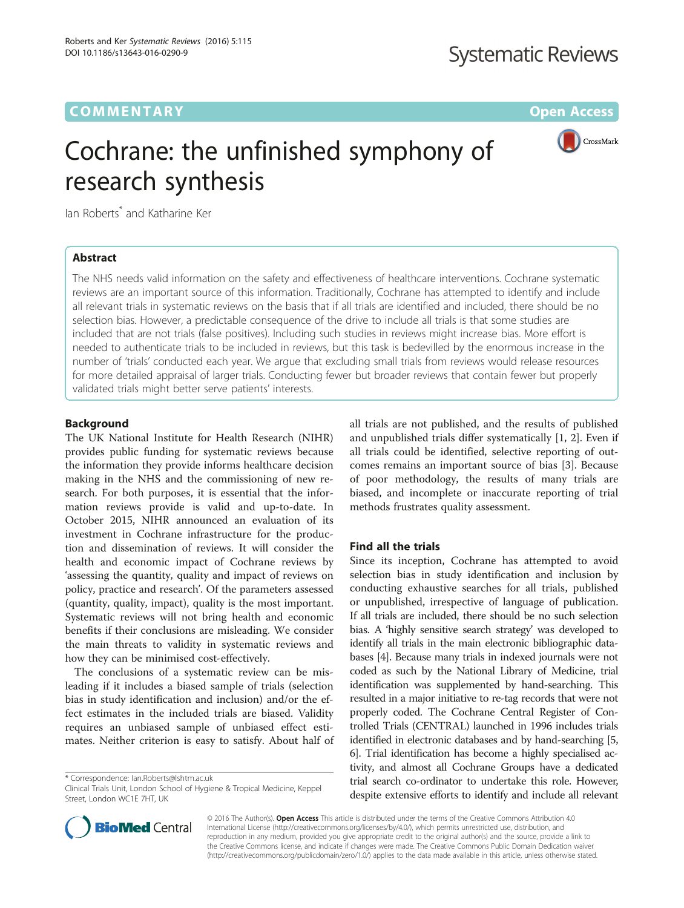COMMENTARY Open Access

# Cochrane: the unfinished symphony of research synthesis

Ian Roberts* and Katharine Ker

## Abstract

The NHS needs valid information on the safety and effectiveness of healthcare interventions. Cochrane systematic reviews are an important source of this information. Traditionally, Cochrane has attempted to identify and include all relevant trials in systematic reviews on the basis that if all trials are identified and included, there should be no selection bias. However, a predictable consequence of the drive to include all trials is that some studies are included that are not trials (false positives). Including such studies in reviews might increase bias. More effort is needed to authenticate trials to be included in reviews, but this task is bedevilled by the enormous increase in the number of 'trials' conducted each year. We argue that excluding small trials from reviews would release resources for more detailed appraisal of larger trials. Conducting fewer but broader reviews that contain fewer but properly validated trials might better serve patients' interests.

## Background

The UK National Institute for Health Research (NIHR) provides public funding for systematic reviews because the information they provide informs healthcare decision making in the NHS and the commissioning of new research. For both purposes, it is essential that the information reviews provide is valid and up-to-date. In October 2015, NIHR announced an evaluation of its investment in Cochrane infrastructure for the production and dissemination of reviews. It will consider the health and economic impact of Cochrane reviews by 'assessing the quantity, quality and impact of reviews on policy, practice and research'. Of the parameters assessed (quantity, quality, impact), quality is the most important. Systematic reviews will not bring health and economic benefits if their conclusions are misleading. We consider the main threats to validity in systematic reviews and how they can be minimised cost-effectively.

The conclusions of a systematic review can be misleading if it includes a biased sample of trials (selection bias in study identification and inclusion) and/or the effect estimates in the included trials are biased. Validity requires an unbiased sample of unbiased effect estimates. Neither criterion is easy to satisfy. About half of all trials are not published, and the results of published and unpublished trials differ systematically [1, 2]. Even if all trials could be identified, selective reporting of outcomes remains an important source of bias [3]. Because of poor methodology, the results of many trials are biased, and incomplete or inaccurate reporting of trial methods frustrates quality assessment.

## Find all the trials

Since its inception, Cochrane has attempted to avoid selection bias in study identification and inclusion by conducting exhaustive searches for all trials, published or unpublished, irrespective of language of publication. If all trials are included, there should be no such selection bias. A 'highly sensitive search strategy' was developed to identify all trials in the main electronic bibliographic databases [4]. Because many trials in indexed journals were not coded as such by the National Library of Medicine, trial identification was supplemented by hand-searching. This resulted in a major initiative to re-tag records that were not properly coded. The Cochrane Central Register of Controlled Trials (CENTRAL) launched in 1996 includes trials identified in electronic databases and by hand-searching [5, 6]. Trial identification has become a highly specialised activity, and almost all Cochrane Groups have a dedicated trial search co-ordinator to undertake this role. However, despite extensive efforts to identify and include all relevant

\* Correspondence: Ian.Roberts@lshtm.ac.uk
Clinical Trials Unit, London School of Hygiene & Tropical Medicine, Keppel Street, London WC1E 7HT, UK

© 2016 The Author(s). **Open Access** This article is distributed under the terms of the Creative Commons Attribution 4.0 International License (http://creativecommons.org/licenses/by/4.0/), which permits unrestricted use, distribution, and reproduction in any medium, provided you give appropriate credit to the original author(s) and the source, provide a link to the Creative Commons license, and indicate if changes were made. The Creative Commons Public Domain Dedication waiver (http://creativecommons.org/publicdomain/zero/1.0/) applies to the data made available in this article, unless otherwise stated.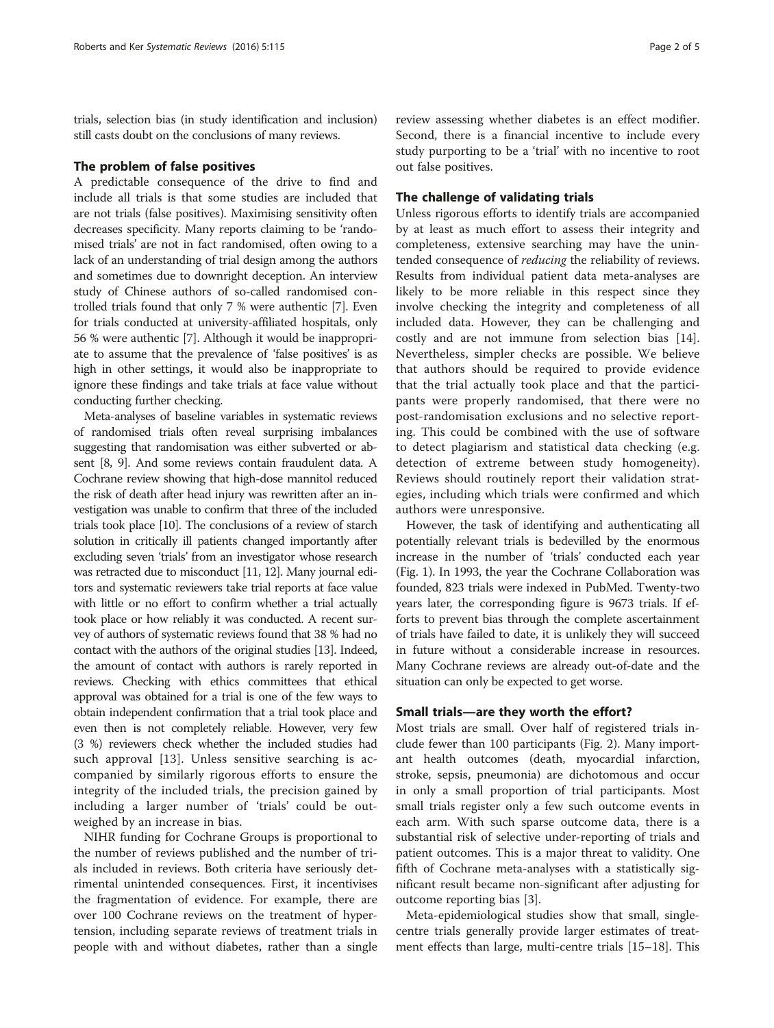trials, selection bias (in study identification and inclusion) still casts doubt on the conclusions of many reviews.

## The problem of false positives

A predictable consequence of the drive to find and include all trials is that some studies are included that are not trials (false positives). Maximising sensitivity often decreases specificity. Many reports claiming to be 'randomised trials' are not in fact randomised, often owing to a lack of an understanding of trial design among the authors and sometimes due to downright deception. An interview study of Chinese authors of so-called randomised controlled trials found that only 7 % were authentic [7]. Even for trials conducted at university-affiliated hospitals, only 56 % were authentic [7]. Although it would be inappropriate to assume that the prevalence of 'false positives' is as high in other settings, it would also be inappropriate to ignore these findings and take trials at face value without conducting further checking.

Meta-analyses of baseline variables in systematic reviews of randomised trials often reveal surprising imbalances suggesting that randomisation was either subverted or absent [8, 9]. And some reviews contain fraudulent data. A Cochrane review showing that high-dose mannitol reduced the risk of death after head injury was rewritten after an investigation was unable to confirm that three of the included trials took place [10]. The conclusions of a review of starch solution in critically ill patients changed importantly after excluding seven 'trials' from an investigator whose research was retracted due to misconduct [11, 12]. Many journal editors and systematic reviewers take trial reports at face value with little or no effort to confirm whether a trial actually took place or how reliably it was conducted. A recent survey of authors of systematic reviews found that 38 % had no contact with the authors of the original studies [13]. Indeed, the amount of contact with authors is rarely reported in reviews. Checking with ethics committees that ethical approval was obtained for a trial is one of the few ways to obtain independent confirmation that a trial took place and even then is not completely reliable. However, very few (3 %) reviewers check whether the included studies had such approval [13]. Unless sensitive searching is accompanied by similarly rigorous efforts to ensure the integrity of the included trials, the precision gained by including a larger number of 'trials' could be outweighed by an increase in bias.

NIHR funding for Cochrane Groups is proportional to the number of reviews published and the number of trials included in reviews. Both criteria have seriously detrimental unintended consequences. First, it incentivises the fragmentation of evidence. For example, there are over 100 Cochrane reviews on the treatment of hypertension, including separate reviews of treatment trials in people with and without diabetes, rather than a single review assessing whether diabetes is an effect modifier. Second, there is a financial incentive to include every study purporting to be a 'trial' with no incentive to root out false positives.

## The challenge of validating trials

Unless rigorous efforts to identify trials are accompanied by at least as much effort to assess their integrity and completeness, extensive searching may have the unintended consequence of *reducing* the reliability of reviews. Results from individual patient data meta-analyses are likely to be more reliable in this respect since they involve checking the integrity and completeness of all included data. However, they can be challenging and costly and are not immune from selection bias [14]. Nevertheless, simpler checks are possible. We believe that authors should be required to provide evidence that the trial actually took place and that the participants were properly randomised, that there were no post-randomisation exclusions and no selective reporting. This could be combined with the use of software to detect plagiarism and statistical data checking (e.g. detection of extreme between study homogeneity). Reviews should routinely report their validation strategies, including which trials were confirmed and which authors were unresponsive.

However, the task of identifying and authenticating all potentially relevant trials is bedevilled by the enormous increase in the number of 'trials' conducted each year (Fig. 1). In 1993, the year the Cochrane Collaboration was founded, 823 trials were indexed in PubMed. Twenty-two years later, the corresponding figure is 9673 trials. If efforts to prevent bias through the complete ascertainment of trials have failed to date, it is unlikely they will succeed in future without a considerable increase in resources. Many Cochrane reviews are already out-of-date and the situation can only be expected to get worse.

## Small trials—are they worth the effort?

Most trials are small. Over half of registered trials include fewer than 100 participants (Fig. 2). Many important health outcomes (death, myocardial infarction, stroke, sepsis, pneumonia) are dichotomous and occur in only a small proportion of trial participants. Most small trials register only a few such outcome events in each arm. With such sparse outcome data, there is a substantial risk of selective under-reporting of trials and patient outcomes. This is a major threat to validity. One fifth of Cochrane meta-analyses with a statistically significant result became non-significant after adjusting for outcome reporting bias [3].

Meta-epidemiological studies show that small, single-centre trials generally provide larger estimates of treatment effects than large, multi-centre trials [15–18]. This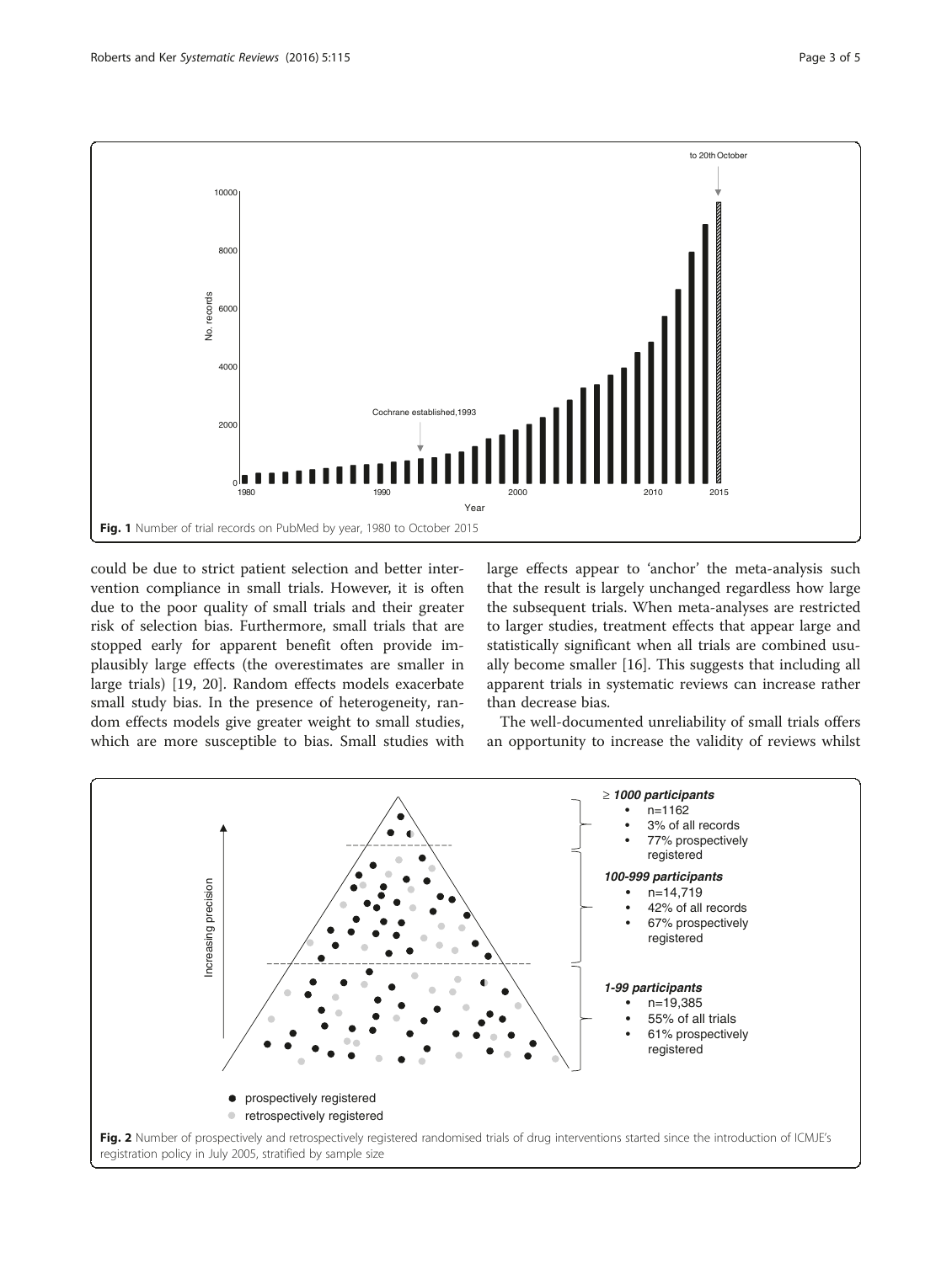Fig. 1 Number of trial records on PubMed by year, 1980 to October 2015

could be due to strict patient selection and better intervention compliance in small trials. However, it is often due to the poor quality of small trials and their greater risk of selection bias. Furthermore, small trials that are stopped early for apparent benefit often provide implausibly large effects (the overestimates are smaller in large trials) [19, 20]. Random effects models exacerbate small study bias. In the presence of heterogeneity, random effects models give greater weight to small studies, which are more susceptible to bias. Small studies with large effects appear to 'anchor' the meta-analysis such that the result is largely unchanged regardless how large the subsequent trials. When meta-analyses are restricted to larger studies, treatment effects that appear large and statistically significant when all trials are combined usually become smaller [16]. This suggests that including all apparent trials in systematic reviews can increase rather than decrease bias.

The well-documented unreliability of small trials offers an opportunity to increase the validity of reviews whilst

Fig. 2 Number of prospectively and retrospectively registered randomised trials of drug interventions started since the introduction of ICMJE's registration policy in July 2005, stratified by sample size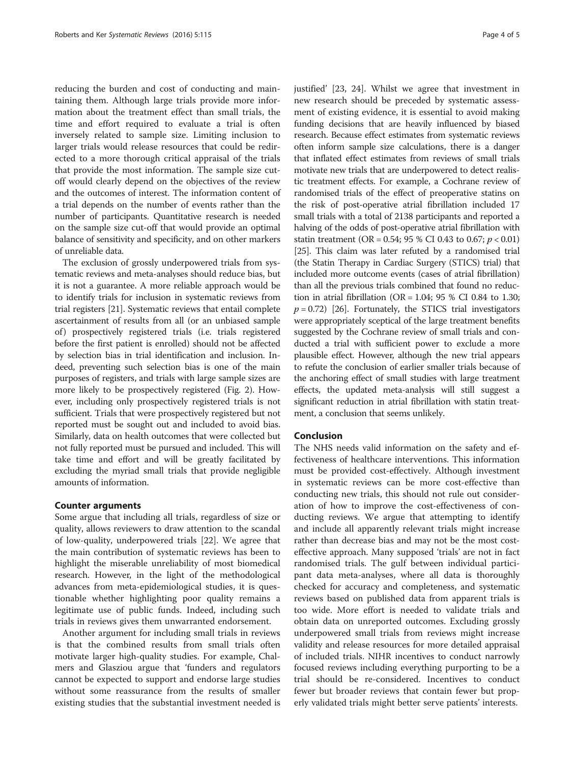reducing the burden and cost of conducting and maintaining them. Although large trials provide more information about the treatment effect than small trials, the time and effort required to evaluate a trial is often inversely related to sample size. Limiting inclusion to larger trials would release resources that could be redirected to a more thorough critical appraisal of the trials that provide the most information. The sample size cut-off would clearly depend on the objectives of the review and the outcomes of interest. The information content of a trial depends on the number of events rather than the number of participants. Quantitative research is needed on the sample size cut-off that would provide an optimal balance of sensitivity and specificity, and on other markers of unreliable data.

The exclusion of grossly underpowered trials from systematic reviews and meta-analyses should reduce bias, but it is not a guarantee. A more reliable approach would be to identify trials for inclusion in systematic reviews from trial registers [21]. Systematic reviews that entail complete ascertainment of results from all (or an unbiased sample of) prospectively registered trials (i.e. trials registered before the first patient is enrolled) should not be affected by selection bias in trial identification and inclusion. Indeed, preventing such selection bias is one of the main purposes of registers, and trials with large sample sizes are more likely to be prospectively registered (Fig. 2). However, including only prospectively registered trials is not sufficient. Trials that were prospectively registered but not reported must be sought out and included to avoid bias. Similarly, data on health outcomes that were collected but not fully reported must be pursued and included. This will take time and effort and will be greatly facilitated by excluding the myriad small trials that provide negligible amounts of information.

## Counter arguments

Some argue that including all trials, regardless of size or quality, allows reviewers to draw attention to the scandal of low-quality, underpowered trials [22]. We agree that the main contribution of systematic reviews has been to highlight the miserable unreliability of most biomedical research. However, in the light of the methodological advances from meta-epidemiological studies, it is questionable whether highlighting poor quality remains a legitimate use of public funds. Indeed, including such trials in reviews gives them unwarranted endorsement.

Another argument for including small trials in reviews is that the combined results from small trials often motivate larger high-quality studies. For example, Chalmers and Glasziou argue that 'funders and regulators cannot be expected to support and endorse large studies without some reassurance from the results of smaller existing studies that the substantial investment needed is justified' [23, 24]. Whilst we agree that investment in new research should be preceded by systematic assessment of existing evidence, it is essential to avoid making funding decisions that are heavily influenced by biased research. Because effect estimates from systematic reviews often inform sample size calculations, there is a danger that inflated effect estimates from reviews of small trials motivate new trials that are underpowered to detect realistic treatment effects. For example, a Cochrane review of randomised trials of the effect of preoperative statins on the risk of post-operative atrial fibrillation included 17 small trials with a total of 2138 participants and reported a halving of the odds of post-operative atrial fibrillation with statin treatment (OR = 0.54; 95 % CI 0.43 to 0.67; $p < 0.01$) [25]. This claim was later refuted by a randomised trial (the Statin Therapy in Cardiac Surgery (STICS) trial) that included more outcome events (cases of atrial fibrillation) than all the previous trials combined that found no reduction in atrial fibrillation (OR = 1.04; 95 % CI 0.84 to 1.30; $p = 0.72$) [26]. Fortunately, the STICS trial investigators were appropriately sceptical of the large treatment benefits suggested by the Cochrane review of small trials and conducted a trial with sufficient power to exclude a more plausible effect. However, although the new trial appears to refute the conclusion of earlier smaller trials because of the anchoring effect of small studies with large treatment effects, the updated meta-analysis will still suggest a significant reduction in atrial fibrillation with statin treatment, a conclusion that seems unlikely.

## Conclusion

The NHS needs valid information on the safety and effectiveness of healthcare interventions. This information must be provided cost-effectively. Although investment in systematic reviews can be more cost-effective than conducting new trials, this should not rule out consideration of how to improve the cost-effectiveness of conducting reviews. We argue that attempting to identify and include all apparently relevant trials might increase rather than decrease bias and may not be the most cost-effective approach. Many supposed 'trials' are not in fact randomised trials. The gulf between individual participant data meta-analyses, where all data is thoroughly checked for accuracy and completeness, and systematic reviews based on published data from apparent trials is too wide. More effort is needed to validate trials and obtain data on unreported outcomes. Excluding grossly underpowered small trials from reviews might increase validity and release resources for more detailed appraisal of included trials. NIHR incentives to conduct narrowly focused reviews including everything purporting to be a trial should be re-considered. Incentives to conduct fewer but broader reviews that contain fewer but properly validated trials might better serve patients' interests.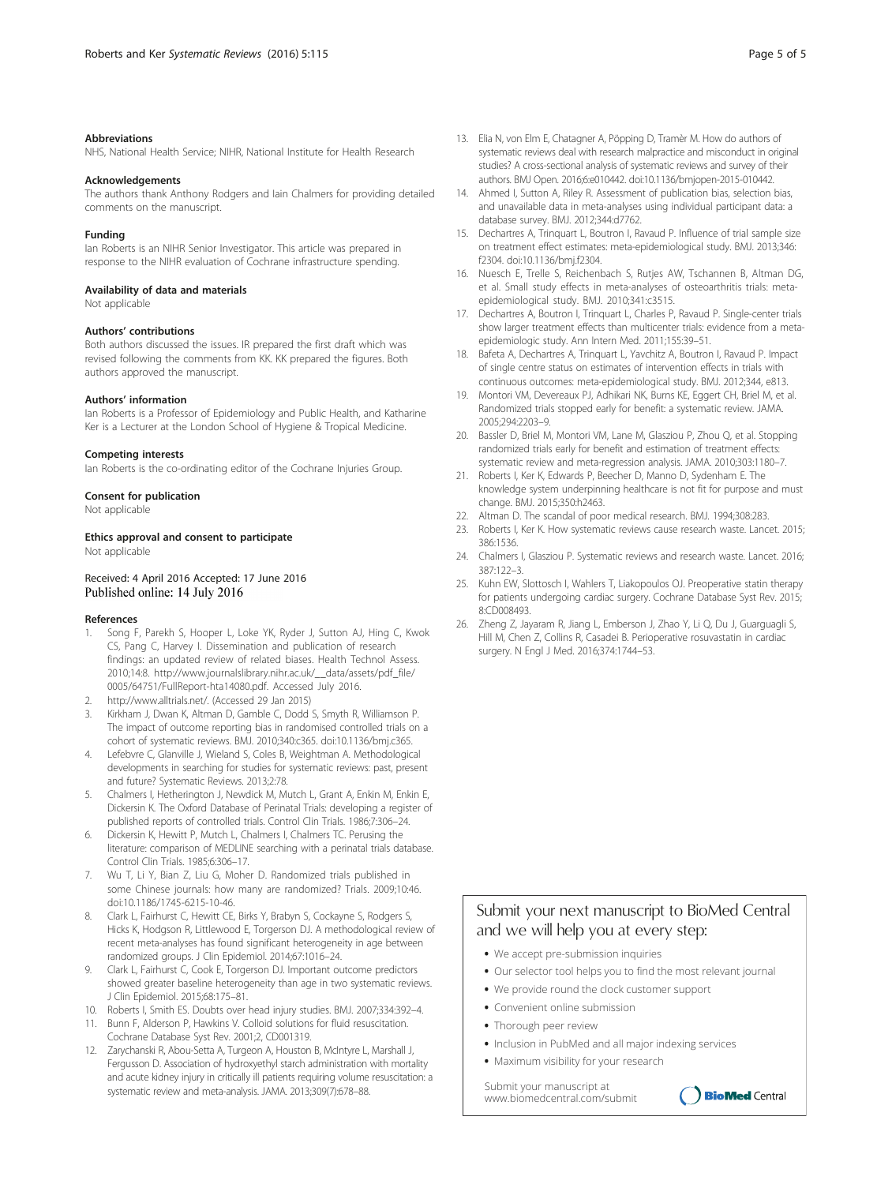### Abbreviations

NHS, National Health Service; NIHR, National Institute for Health Research

### Acknowledgements

The authors thank Anthony Rodgers and Iain Chalmers for providing detailed comments on the manuscript.

### Funding

Ian Roberts is an NIHR Senior Investigator. This article was prepared in response to the NIHR evaluation of Cochrane infrastructure spending.

### Availability of data and materials

Not applicable

### Authors' contributions

Both authors discussed the issues. IR prepared the first draft which was revised following the comments from KK. KK prepared the figures. Both authors approved the manuscript.

### Authors' information

Ian Roberts is a Professor of Epidemiology and Public Health, and Katharine Ker is a Lecturer at the London School of Hygiene & Tropical Medicine.

### Competing interests

Ian Roberts is the co-ordinating editor of the Cochrane Injuries Group.

### Consent for publication

Not applicable

### Ethics approval and consent to participate

Not applicable

Received: 4 April 2016 Accepted: 17 June 2016
Published online: 14 July 2016

### References

1. Song F, Parekh S, Hooper L, Loke YK, Ryder J, Sutton AJ, Hing C, Kwok CS, Pang C, Harvey I. Dissemination and publication of research findings: an updated review of related biases. Health Technol Assess. 2010;14:8. http://www.journalslibrary.nihr.ac.uk/__data/assets/pdf_file/0005/64751/FullReport-hta14080.pdf. Accessed July 2016.
2. http://www.alltrials.net/. (Accessed 29 Jan 2015)
3. Kirkham J, Dwan K, Altman D, Gamble C, Dodd S, Smyth R, Williamson P. The impact of outcome reporting bias in randomised controlled trials on a cohort of systematic reviews. BMJ. 2010;340:c365. doi:10.1136/bmj.c365.
4. Lefebvre C, Glanville J, Wieland S, Coles B, Weightman A. Methodological developments in searching for studies for systematic reviews: past, present and future? Systematic Reviews. 2013;2:78.
5. Chalmers I, Hetherington J, Newdick M, Mutch L, Grant A, Enkin M, Enkin E, Dickersin K. The Oxford Database of Perinatal Trials: developing a register of published reports of controlled trials. Control Clin Trials. 1986;7:306–24.
6. Dickersin K, Hewitt P, Mutch L, Chalmers I, Chalmers TC. Perusing the literature: comparison of MEDLINE searching with a perinatal trials database. Control Clin Trials. 1985;6:306–17.
7. Wu T, Li Y, Bian Z, Liu G, Moher D. Randomized trials published in some Chinese journals: how many are randomized? Trials. 2009;10:46. doi:10.1186/1745-6215-10-46.
8. Clark L, Fairhurst C, Hewitt CE, Birks Y, Brabyn S, Cockayne S, Rodgers S, Hicks K, Hodgson R, Littlewood E, Torgerson DJ. A methodological review of recent meta-analyses has found significant heterogeneity in age between randomized groups. J Clin Epidemiol. 2014;67:1016–24.
9. Clark L, Fairhurst C, Cook E, Torgerson DJ. Important outcome predictors showed greater baseline heterogeneity than age in two systematic reviews. J Clin Epidemiol. 2015;68:175–81.
10. Roberts I, Smith ES. Doubts over head injury studies. BMJ. 2007;334:392–4.
11. Bunn F, Alderson P, Hawkins V. Colloid solutions for fluid resuscitation. Cochrane Database Syst Rev. 2001;2, CD001319.
12. Zarychanski R, Abou-Setta A, Turgeon A, Houston B, McIntyre L, Marshall J, Fergusson D. Association of hydroxyethyl starch administration with mortality and acute kidney injury in critically ill patients requiring volume resuscitation: a systematic review and meta-analysis. JAMA. 2013;309(7):678–88.
13. Elia N, von Elm E, Chatagner A, Pöpping D, Tramèr M. How do authors of systematic reviews deal with research malpractice and misconduct in original studies? A cross-sectional analysis of systematic reviews and survey of their authors. BMJ Open. 2016;6:e010442. doi:10.1136/bmjopen-2015-010442.
14. Ahmed I, Sutton A, Riley R. Assessment of publication bias, selection bias, and unavailable data in meta-analyses using individual participant data: a database survey. BMJ. 2012;344:d7762.
15. Dechartres A, Trinquart L, Boutron I, Ravaud P. Influence of trial sample size on treatment effect estimates: meta-epidemiological study. BMJ. 2013;346:f2304. doi:10.1136/bmj.f2304.
16. Nuesch E, Trelle S, Reichenbach S, Rutjes AW, Tschannen B, Altman DG, et al. Small study effects in meta-analyses of osteoarthritis trials: meta-epidemiological study. BMJ. 2010;341:c3515.
17. Dechartres A, Boutron I, Trinquart L, Charles P, Ravaud P. Single-center trials show larger treatment effects than multicenter trials: evidence from a meta-epidemiologic study. Ann Intern Med. 2011;155:39–51.
18. Bafeta A, Dechartres A, Trinquart L, Yavchitz A, Boutron I, Ravaud P. Impact of single centre status on estimates of intervention effects in trials with continuous outcomes: meta-epidemiological study. BMJ. 2012;344, e813.
19. Montori VM, Devereaux PJ, Adhikari NK, Burns KE, Eggert CH, Briel M, et al. Randomized trials stopped early for benefit: a systematic review. JAMA. 2005;294:2203–9.
20. Bassler D, Briel M, Montori VM, Lane M, Glasziou P, Zhou Q, et al. Stopping randomized trials early for benefit and estimation of treatment effects: systematic review and meta-regression analysis. JAMA. 2010;303:1180–7.
21. Roberts I, Ker K, Edwards P, Beecher D, Manno D, Sydenham E. The knowledge system underpinning healthcare is not fit for purpose and must change. BMJ. 2015;350:h2463.
22. Altman D. The scandal of poor medical research. BMJ. 1994;308:283.
23. Roberts I, Ker K. How systematic reviews cause research waste. Lancet. 2015;386:1536.
24. Chalmers I, Glasziou P. Systematic reviews and research waste. Lancet. 2016;387:122–3.
25. Kuhn EW, Slottosch I, Wahlers T, Liakopoulos OJ. Preoperative statin therapy for patients undergoing cardiac surgery. Cochrane Database Syst Rev. 2015;8:CD008493.
26. Zheng Z, Jayaram R, Jiang L, Emberson J, Zhao Y, Li Q, Du J, Guarguagli S, Hill M, Chen Z, Collins R, Casadei B. Perioperative rosuvastatin in cardiac surgery. N Engl J Med. 2016;374:1744–53.

Submit your next manuscript to BioMed Central and we will help you at every step:

- We accept pre-submission inquiries
- Our selector tool helps you to find the most relevant journal
- We provide round the clock customer support
- Convenient online submission
- Thorough peer review
- Inclusion in PubMed and all major indexing services
- Maximum visibility for your research

Submit your manuscript at
www.biomedcentral.com/submit

BioMed Central